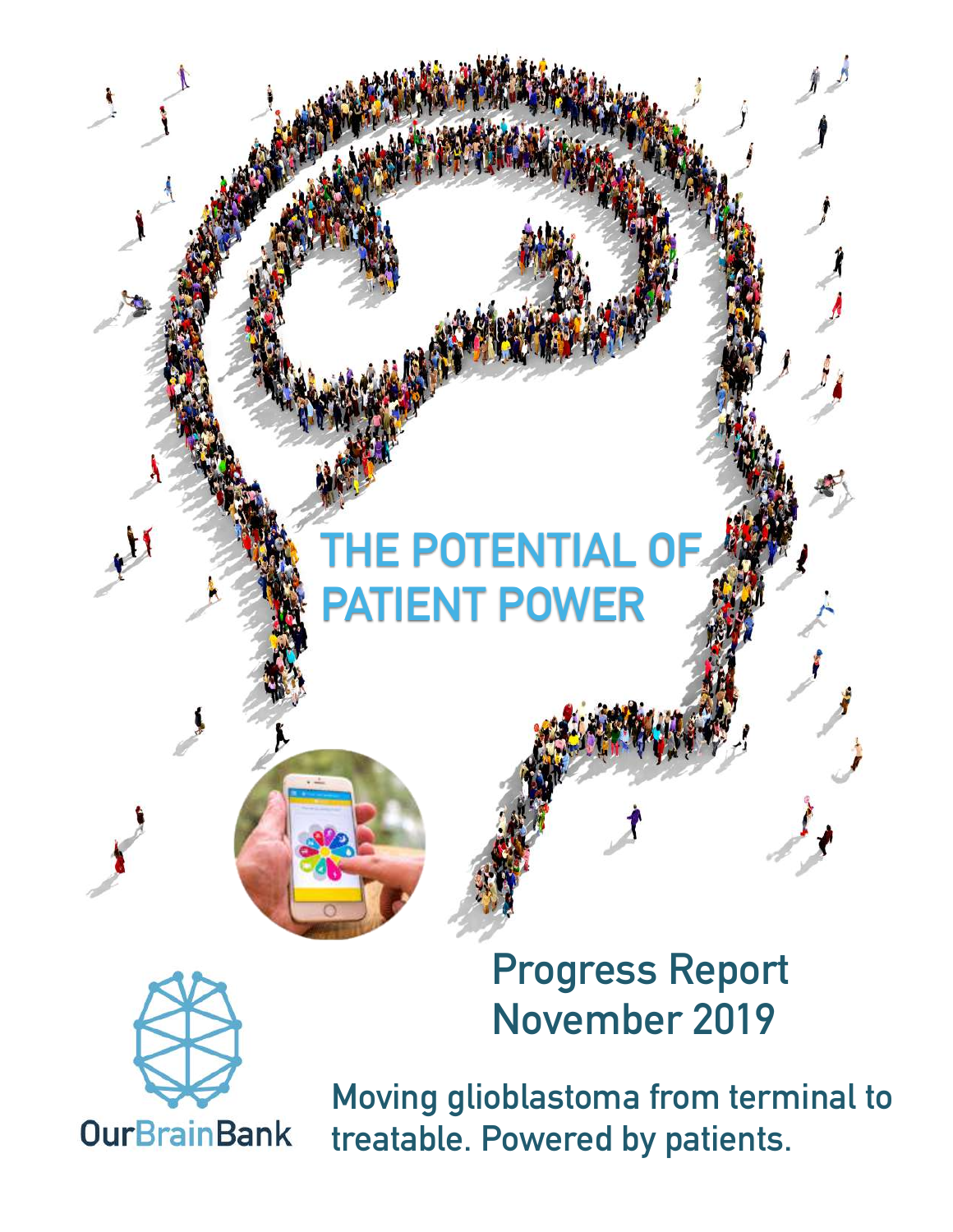# THE POTENTIAL OF PATIENT POWER

## Progress Report
## November 2019

OurBrainBank

Moving glioblastoma from terminal to treatable. Powered by patients.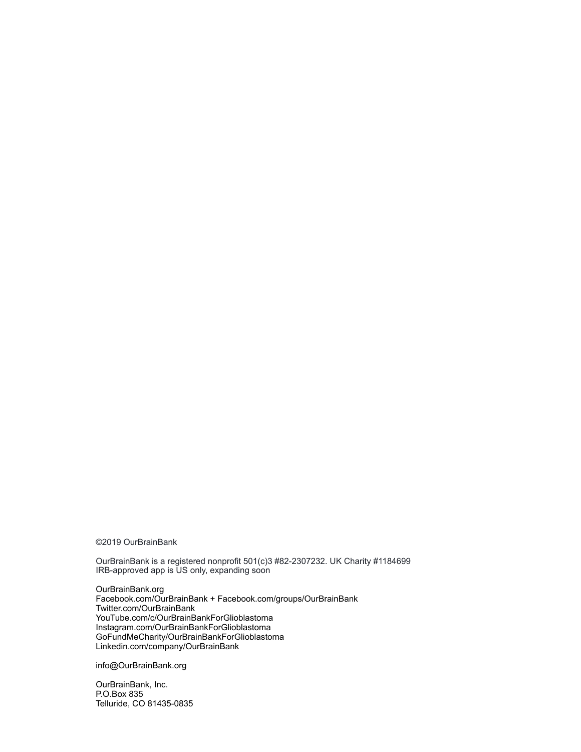©2019 OurBrainBank

OurBrainBank is a registered nonprofit 501(c)3 #82-2307232. UK Charity #1184699
IRB-approved app is US only, expanding soon

OurBrainBank.org
Facebook.com/OurBrainBank + Facebook.com/groups/OurBrainBank
Twitter.com/OurBrainBank
YouTube.com/c/OurBrainBankForGlioblastoma
Instagram.com/OurBrainBankForGlioblastoma
GoFundMeCharity/OurBrainBankForGlioblastoma
Linkedin.com/company/OurBrainBank

info@OurBrainBank.org

OurBrainBank, Inc.
P.O.Box 835
Telluride, CO 81435-0835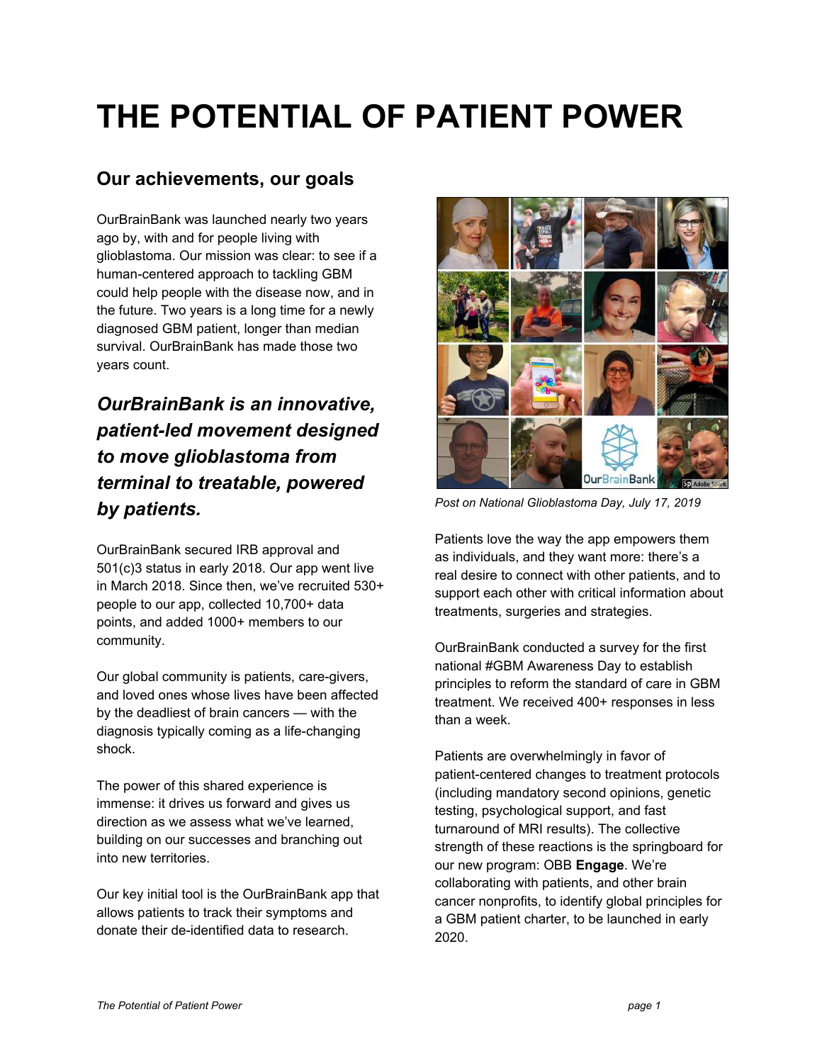# THE POTENTIAL OF PATIENT POWER

## Our achievements, our goals

OurBrainBank was launched nearly two years ago by, with and for people living with glioblastoma. Our mission was clear: to see if a human-centered approach to tackling GBM could help people with the disease now, and in the future. Two years is a long time for a newly diagnosed GBM patient, longer than median survival. OurBrainBank has made those two years count.

***OurBrainBank is an innovative, patient-led movement designed to move glioblastoma from terminal to treatable, powered by patients.***

OurBrainBank secured IRB approval and 501(c)3 status in early 2018. Our app went live in March 2018. Since then, we've recruited 530+ people to our app, collected 10,700+ data points, and added 1000+ members to our community.

Our global community is patients, care-givers, and loved ones whose lives have been affected by the deadliest of brain cancers — with the diagnosis typically coming as a life-changing shock.

The power of this shared experience is immense: it drives us forward and gives us direction as we assess what we've learned, building on our successes and branching out into new territories.

Our key initial tool is the OurBrainBank app that allows patients to track their symptoms and donate their de-identified data to research.

*Post on National Glioblastoma Day, July 17, 2019*

Patients love the way the app empowers them as individuals, and they want more: there's a real desire to connect with other patients, and to support each other with critical information about treatments, surgeries and strategies.

OurBrainBank conducted a survey for the first national #GBM Awareness Day to establish principles to reform the standard of care in GBM treatment. We received 400+ responses in less than a week.

Patients are overwhelmingly in favor of patient-centered changes to treatment protocols (including mandatory second opinions, genetic testing, psychological support, and fast turnaround of MRI results). The collective strength of these reactions is the springboard for our new program: OBB **Engage**. We're collaborating with patients, and other brain cancer nonprofits, to identify global principles for a GBM patient charter, to be launched in early 2020.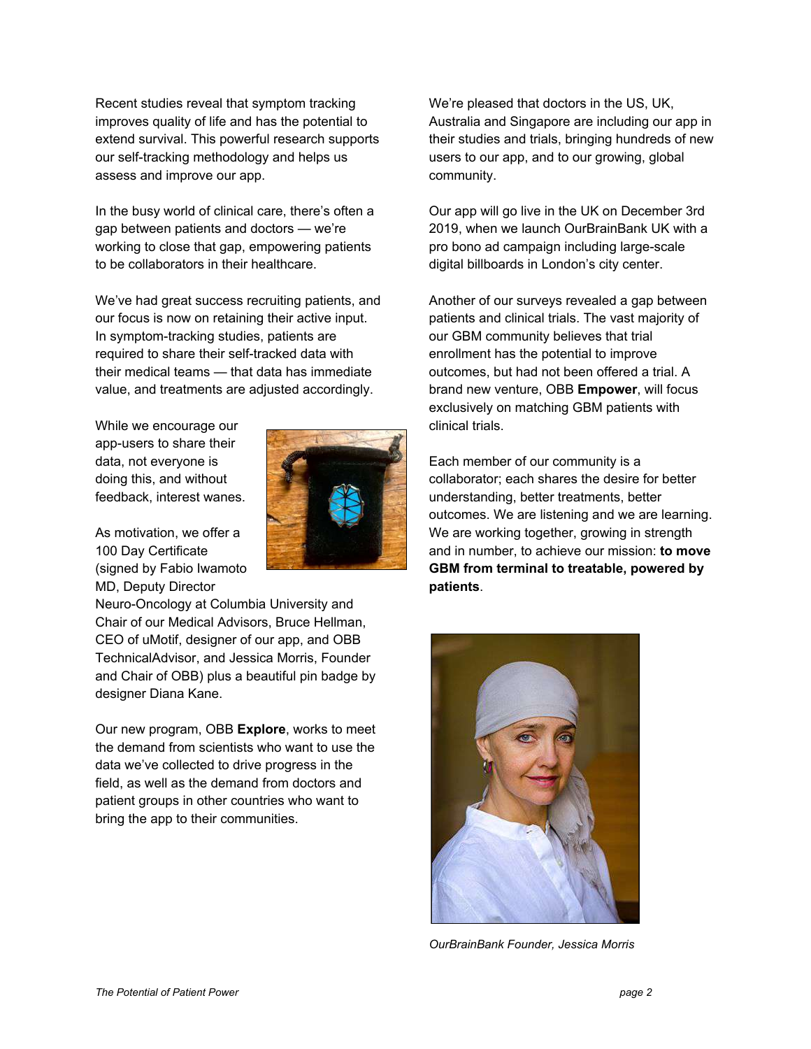Recent studies reveal that symptom tracking improves quality of life and has the potential to extend survival. This powerful research supports our self-tracking methodology and helps us assess and improve our app.

In the busy world of clinical care, there's often a gap between patients and doctors — we're working to close that gap, empowering patients to be collaborators in their healthcare.

We've had great success recruiting patients, and our focus is now on retaining their active input. In symptom-tracking studies, patients are required to share their self-tracked data with their medical teams — that data has immediate value, and treatments are adjusted accordingly.

While we encourage our app-users to share their data, not everyone is doing this, and without feedback, interest wanes.

As motivation, we offer a 100 Day Certificate (signed by Fabio Iwamoto MD, Deputy Director Neuro-Oncology at Columbia University and Chair of our Medical Advisors, Bruce Hellman, CEO of uMotif, designer of our app, and OBB TechnicalAdvisor, and Jessica Morris, Founder and Chair of OBB) plus a beautiful pin badge by designer Diana Kane.

Our new program, OBB **Explore**, works to meet the demand from scientists who want to use the data we've collected to drive progress in the field, as well as the demand from doctors and patient groups in other countries who want to bring the app to their communities.

We're pleased that doctors in the US, UK, Australia and Singapore are including our app in their studies and trials, bringing hundreds of new users to our app, and to our growing, global community.

Our app will go live in the UK on December 3rd 2019, when we launch OurBrainBank UK with a pro bono ad campaign including large-scale digital billboards in London's city center.

Another of our surveys revealed a gap between patients and clinical trials. The vast majority of our GBM community believes that trial enrollment has the potential to improve outcomes, but had not been offered a trial. A brand new venture, OBB **Empower**, will focus exclusively on matching GBM patients with clinical trials.

Each member of our community is a collaborator; each shares the desire for better understanding, better treatments, better outcomes. We are listening and we are learning. We are working together, growing in strength and in number, to achieve our mission: **to move GBM from terminal to treatable, powered by patients**.

*OurBrainBank Founder, Jessica Morris*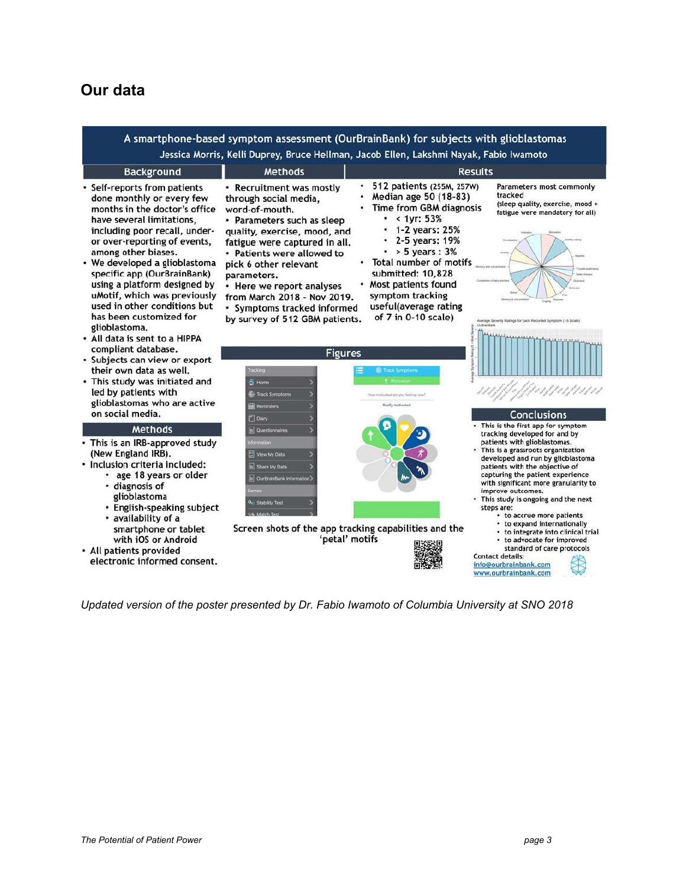## Our data

# A smartphone-based symptom assessment (OurBrainBank) for subjects with glioblastomas

Jessica Morris, Kelli Duprey, Bruce Hellman, Jacob Ellen, Lakshmi Nayak, Fabio Iwamoto

### Background

- Self-reports from patients done monthly or every few months in the doctor's office have several limitations, including poor recall, under- or over-reporting of events, among other biases.
- We developed a glioblastoma specific app (OurBrainBank) using a platform designed by uMotif, which was previously used in other conditions but has been customized for glioblastoma.
- All data is sent to a HIPPA compliant database.
- Subjects can view or export their own data as well.
- This study was initiated and led by patients with glioblastomas who are active on social media.

### Methods

- This is an IRB-approved study (New England IRB).
- Inclusion criteria included:
  - age 18 years or older
  - diagnosis of glioblastoma
  - English-speaking subject
  - availability of a smartphone or tablet with iOS or Android
- All patients provided electronic informed consent.

### Methods

- Recruitment was mostly through social media, word-of-mouth.
- Parameters such as sleep quality, exercise, mood, and fatigue were captured in all.
- Patients were allowed to pick 6 other relevant parameters.
- Here we report analyses from March 2018 - Nov 2019.
- Symptoms tracked informed by survey of 512 GBM patients.

### Results

- 512 patients (255M, 257W)
- Median age 50 (18-83)
- Time from GBM diagnosis
  - < 1yr: 53%
  - 1-2 years: 25%
  - 2-5 years: 19%
  - > 5 years : 3%
- Total number of motifs submitted: 10,828
- Most patients found symptom tracking useful(average rating of 7 in 0-10 scale)

Parameters most commonly tracked (sleep quality, exercise, mood + fatigue were mandatory for all)

### Figures

Screen shots of the app tracking capabilities and the 'petal' motifs

### Conclusions

- This is the first app for symptom tracking developed for and by patients with glioblastomas.
- This is a grassroots organization developed and run by glioblastoma patients with the objective of capturing the patient experience with significant more granularity to improve outcomes.
- This study is ongoing and the next steps are:
  - to accrue more patients
  - to expand internationally
  - to integrate into clinical trial
  - to advocate for improved standard of care protocols

Contact details:
info@ourbrainbank.com
www.ourbrainbank.com

*Updated version of the poster presented by Dr. Fabio Iwamoto of Columbia University at SNO 2018*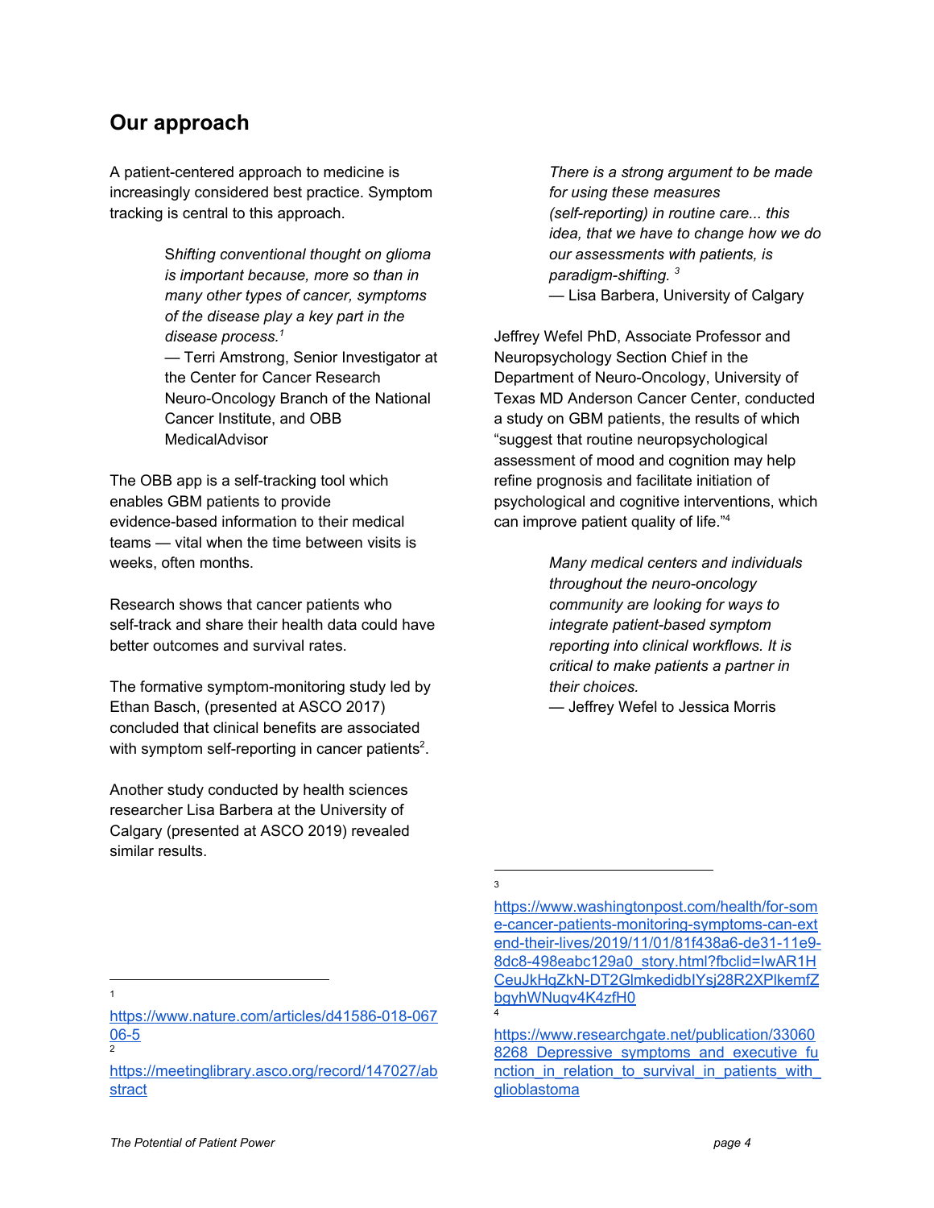## Our approach

A patient-centered approach to medicine is increasingly considered best practice. Symptom tracking is central to this approach.

> *Shifting conventional thought on glioma is important because, more so than in many other types of cancer, symptoms of the disease play a key part in the disease process.*[1]
> — Terri Amstrong, Senior Investigator at the Center for Cancer Research Neuro-Oncology Branch of the National Cancer Institute, and OBB MedicalAdvisor

The OBB app is a self-tracking tool which enables GBM patients to provide evidence-based information to their medical teams — vital when the time between visits is weeks, often months.

Research shows that cancer patients who self-track and share their health data could have better outcomes and survival rates.

The formative symptom-monitoring study led by Ethan Basch, (presented at ASCO 2017) concluded that clinical benefits are associated with symptom self-reporting in cancer patients[2].

Another study conducted by health sciences researcher Lisa Barbera at the University of Calgary (presented at ASCO 2019) revealed similar results.

> *There is a strong argument to be made for using these measures (self-reporting) in routine care... this idea, that we have to change how we do our assessments with patients, is paradigm-shifting.* [3]
> — Lisa Barbera, University of Calgary

Jeffrey Wefel PhD, Associate Professor and Neuropsychology Section Chief in the Department of Neuro-Oncology, University of Texas MD Anderson Cancer Center, conducted a study on GBM patients, the results of which "suggest that routine neuropsychological assessment of mood and cognition may help refine prognosis and facilitate initiation of psychological and cognitive interventions, which can improve patient quality of life."[4]

> *Many medical centers and individuals throughout the neuro-oncology community are looking for ways to integrate patient-based symptom reporting into clinical workflows. It is critical to make patients a partner in their choices.*
> — Jeffrey Wefel to Jessica Morris

---

1 https://www.nature.com/articles/d41586-018-06706-5

2 https://meetinglibrary.asco.org/record/147027/abstract

3 https://www.washingtonpost.com/health/for-some-cancer-patients-monitoring-symptoms-can-extend-their-lives/2019/11/01/81f438a6-de31-11e9-8dc8-498eabc129a0_story.html?fbclid=IwAR1HCeuJkHqZkN-DT2GlmkedidbIYsj28R2XPlkemfZbgyhWNuqv4K4zfH0

4 https://www.researchgate.net/publication/330608268_Depressive_symptoms_and_executive_function_in_relation_to_survival_in_patients_with_glioblastoma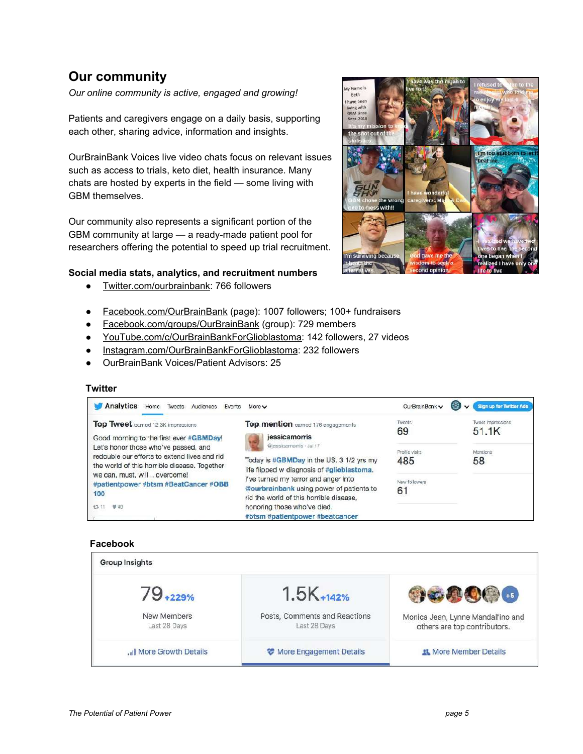## Our community

*Our online community is active, engaged and growing!*

Patients and caregivers engage on a daily basis, supporting each other, sharing advice, information and insights.

OurBrainBank Voices live video chats focus on relevant issues such as access to trials, keto diet, health insurance. Many chats are hosted by experts in the field — some living with GBM themselves.

Our community also represents a significant portion of the GBM community at large — a ready-made patient pool for researchers offering the potential to speed up trial recruitment.

**Social media stats, analytics, and recruitment numbers**

- Twitter.com/ourbrainbank: 766 followers
- Facebook.com/OurBrainBank (page): 1007 followers; 100+ fundraisers
- Facebook.com/groups/OurBrainBank (group): 729 members
- YouTube.com/c/OurBrainBankForGlioblastoma: 142 followers, 27 videos
- Instagram.com/OurBrainBankForGlioblastoma: 232 followers
- OurBrainBank Voices/Patient Advisors: 25

**Twitter**

**Facebook**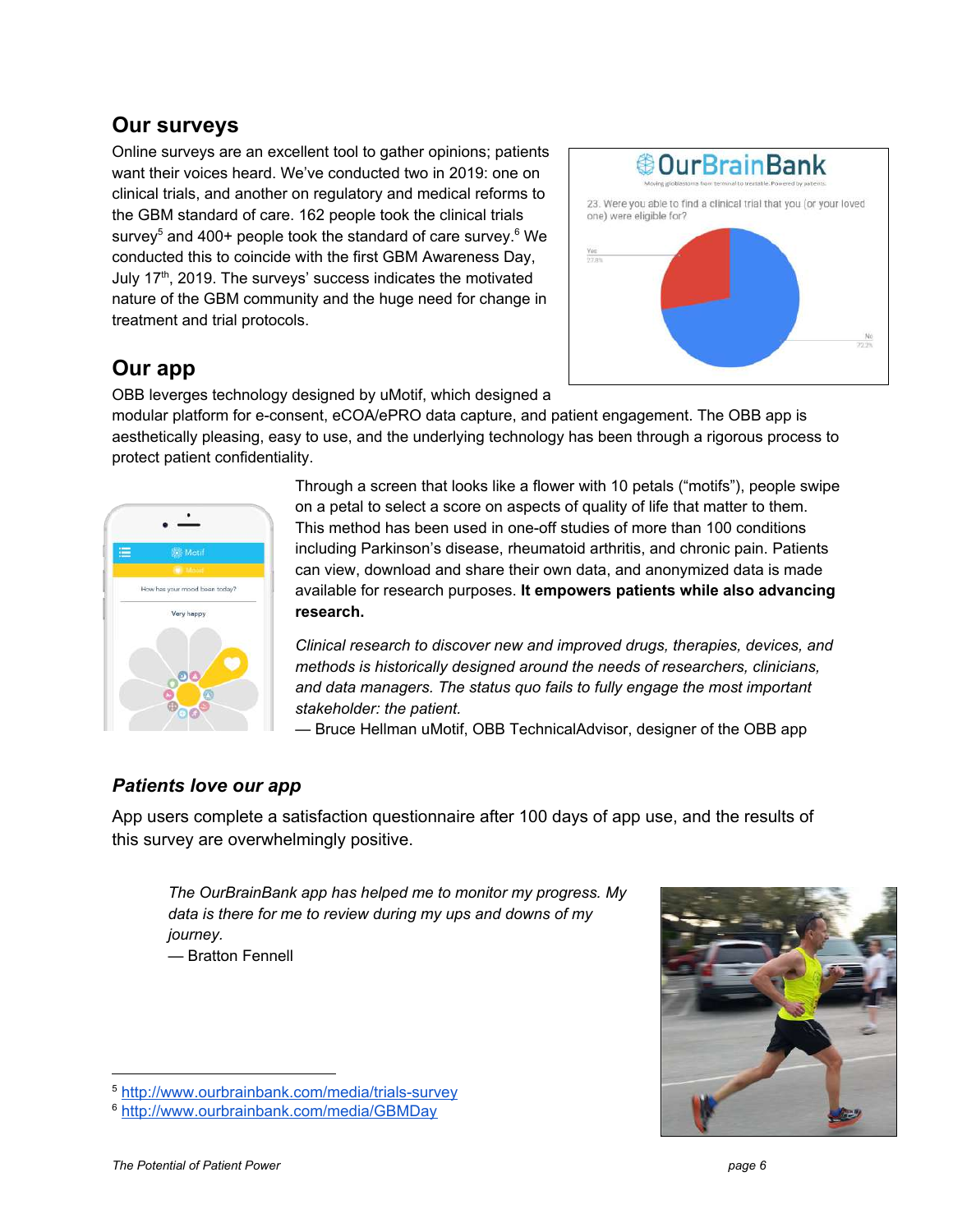## Our surveys

Online surveys are an excellent tool to gather opinions; patients want their voices heard. We've conducted two in 2019: one on clinical trials, and another on regulatory and medical reforms to the GBM standard of care. 162 people took the clinical trials survey[5] and 400+ people took the standard of care survey.[6] We conducted this to coincide with the first GBM Awareness Day, July 17th, 2019. The surveys' success indicates the motivated nature of the GBM community and the huge need for change in treatment and trial protocols.

## Our app

OBB leverges technology designed by uMotif, which designed a modular platform for e-consent, eCOA/ePRO data capture, and patient engagement. The OBB app is aesthetically pleasing, easy to use, and the underlying technology has been through a rigorous process to protect patient confidentiality.

Through a screen that looks like a flower with 10 petals ("motifs"), people swipe on a petal to select a score on aspects of quality of life that matter to them. This method has been used in one-off studies of more than 100 conditions including Parkinson's disease, rheumatoid arthritis, and chronic pain. Patients can view, download and share their own data, and anonymized data is made available for research purposes. **It empowers patients while also advancing research.**

*Clinical research to discover new and improved drugs, therapies, devices, and methods is historically designed around the needs of researchers, clinicians, and data managers. The status quo fails to fully engage the most important stakeholder: the patient.*
— Bruce Hellman uMotif, OBB TechnicalAdvisor, designer of the OBB app

### *Patients love our app*

App users complete a satisfaction questionnaire after 100 days of app use, and the results of this survey are overwhelmingly positive.

> *The OurBrainBank app has helped me to monitor my progress. My data is there for me to review during my ups and downs of my journey.*
> — Bratton Fennell

[5] http://www.ourbrainbank.com/media/trials-survey
[6] http://www.ourbrainbank.com/media/GBMDay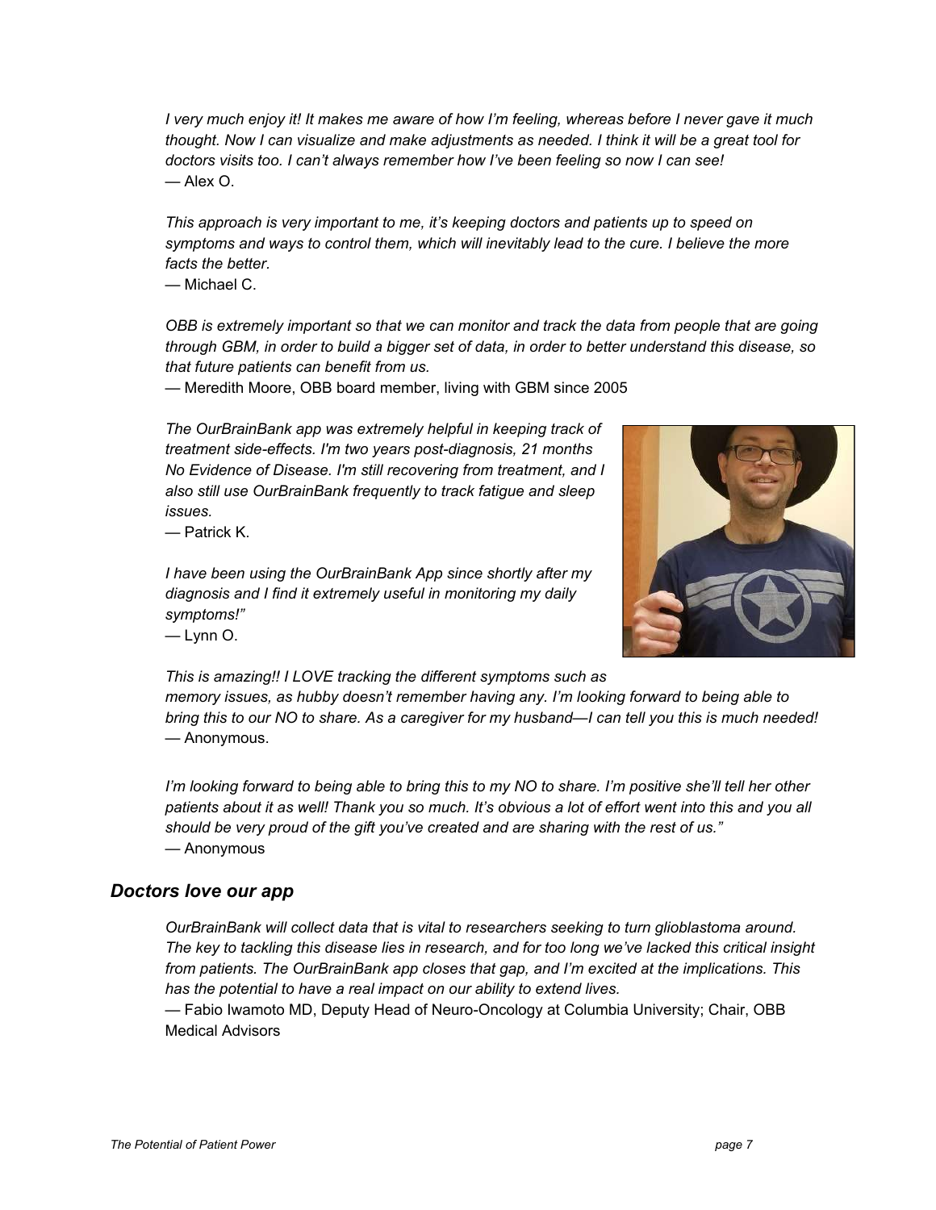*I very much enjoy it! It makes me aware of how I'm feeling, whereas before I never gave it much thought. Now I can visualize and make adjustments as needed. I think it will be a great tool for doctors visits too. I can't always remember how I've been feeling so now I can see!*
— Alex O.

*This approach is very important to me, it's keeping doctors and patients up to speed on symptoms and ways to control them, which will inevitably lead to the cure. I believe the more facts the better.*
— Michael C.

*OBB is extremely important so that we can monitor and track the data from people that are going through GBM, in order to build a bigger set of data, in order to better understand this disease, so that future patients can benefit from us.*
— Meredith Moore, OBB board member, living with GBM since 2005

*The OurBrainBank app was extremely helpful in keeping track of treatment side-effects. I'm two years post-diagnosis, 21 months No Evidence of Disease. I'm still recovering from treatment, and I also still use OurBrainBank frequently to track fatigue and sleep issues.*
— Patrick K.

*I have been using the OurBrainBank App since shortly after my diagnosis and I find it extremely useful in monitoring my daily symptoms!"*
— Lynn O.

*This is amazing!! I LOVE tracking the different symptoms such as memory issues, as hubby doesn't remember having any. I'm looking forward to being able to bring this to our NO to share. As a caregiver for my husband—I can tell you this is much needed!*
— Anonymous.

*I'm looking forward to being able to bring this to my NO to share. I'm positive she'll tell her other patients about it as well! Thank you so much. It's obvious a lot of effort went into this and you all should be very proud of the gift you've created and are sharing with the rest of us."*
— Anonymous

## *Doctors love our app*

*OurBrainBank will collect data that is vital to researchers seeking to turn glioblastoma around. The key to tackling this disease lies in research, and for too long we've lacked this critical insight from patients. The OurBrainBank app closes that gap, and I'm excited at the implications. This has the potential to have a real impact on our ability to extend lives.*
— Fabio Iwamoto MD, Deputy Head of Neuro-Oncology at Columbia University; Chair, OBB Medical Advisors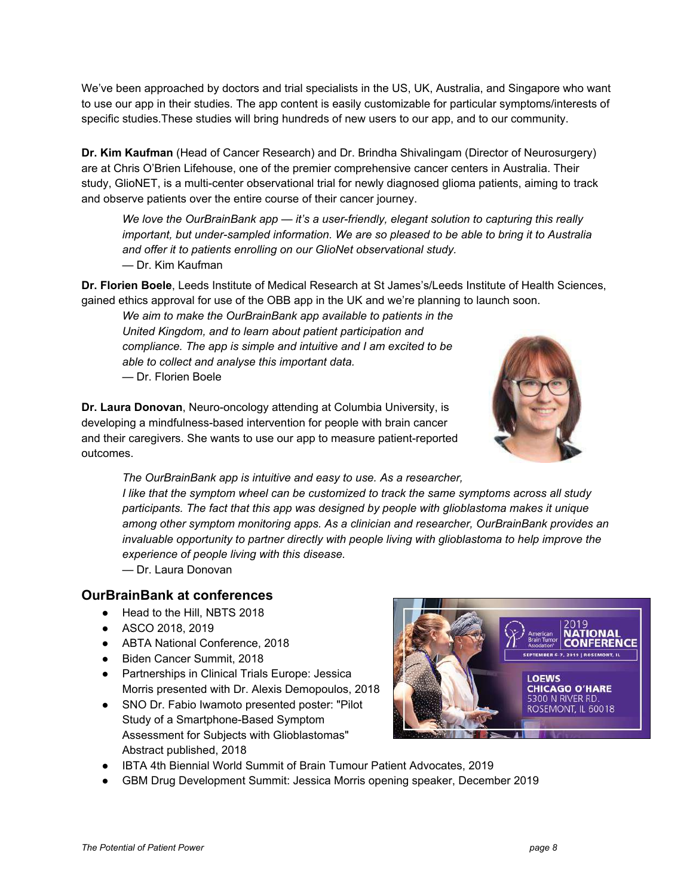We've been approached by doctors and trial specialists in the US, UK, Australia, and Singapore who want to use our app in their studies. The app content is easily customizable for particular symptoms/interests of specific studies.These studies will bring hundreds of new users to our app, and to our community.

**Dr. Kim Kaufman** (Head of Cancer Research) and Dr. Brindha Shivalingam (Director of Neurosurgery) are at Chris O'Brien Lifehouse, one of the premier comprehensive cancer centers in Australia. Their study, GlioNET, is a multi-center observational trial for newly diagnosed glioma patients, aiming to track and observe patients over the entire course of their cancer journey.

> *We love the OurBrainBank app — it's a user-friendly, elegant solution to capturing this really important, but under-sampled information. We are so pleased to be able to bring it to Australia and offer it to patients enrolling on our GlioNet observational study.*
> — Dr. Kim Kaufman

**Dr. Florien Boele**, Leeds Institute of Medical Research at St James's/Leeds Institute of Health Sciences, gained ethics approval for use of the OBB app in the UK and we're planning to launch soon.

> *We aim to make the OurBrainBank app available to patients in the United Kingdom, and to learn about patient participation and compliance. The app is simple and intuitive and I am excited to be able to collect and analyse this important data.*
> — Dr. Florien Boele

**Dr. Laura Donovan**, Neuro-oncology attending at Columbia University, is developing a mindfulness-based intervention for people with brain cancer and their caregivers. She wants to use our app to measure patient-reported outcomes.

> *The OurBrainBank app is intuitive and easy to use. As a researcher, I like that the symptom wheel can be customized to track the same symptoms across all study participants. The fact that this app was designed by people with glioblastoma makes it unique among other symptom monitoring apps. As a clinician and researcher, OurBrainBank provides an invaluable opportunity to partner directly with people living with glioblastoma to help improve the experience of people living with this disease.*
> — Dr. Laura Donovan

## OurBrainBank at conferences

- Head to the Hill, NBTS 2018
- ASCO 2018, 2019
- ABTA National Conference, 2018
- Biden Cancer Summit, 2018
- Partnerships in Clinical Trials Europe: Jessica Morris presented with Dr. Alexis Demopoulos, 2018
- SNO Dr. Fabio Iwamoto presented poster: "Pilot Study of a Smartphone-Based Symptom Assessment for Subjects with Glioblastomas" Abstract published, 2018
- IBTA 4th Biennial World Summit of Brain Tumour Patient Advocates, 2019
- GBM Drug Development Summit: Jessica Morris opening speaker, December 2019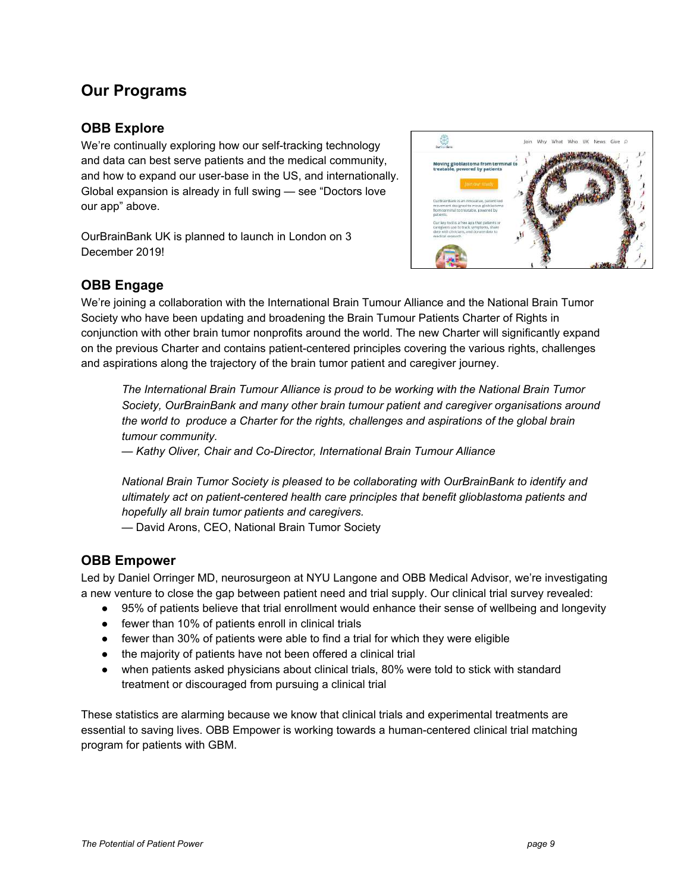## Our Programs

### OBB Explore

We're continually exploring how our self-tracking technology and data can best serve patients and the medical community, and how to expand our user-base in the US, and internationally. Global expansion is already in full swing — see "Doctors love our app" above.

OurBrainBank UK is planned to launch in London on 3 December 2019!

### OBB Engage

We're joining a collaboration with the International Brain Tumour Alliance and the National Brain Tumor Society who have been updating and broadening the Brain Tumour Patients Charter of Rights in conjunction with other brain tumor nonprofits around the world. The new Charter will significantly expand on the previous Charter and contains patient-centered principles covering the various rights, challenges and aspirations along the trajectory of the brain tumor patient and caregiver journey.

> *The International Brain Tumour Alliance is proud to be working with the National Brain Tumor Society, OurBrainBank and many other brain tumour patient and caregiver organisations around the world to produce a Charter for the rights, challenges and aspirations of the global brain tumour community.*
> *— Kathy Oliver, Chair and Co-Director, International Brain Tumour Alliance*
>
> *National Brain Tumor Society is pleased to be collaborating with OurBrainBank to identify and ultimately act on patient-centered health care principles that benefit glioblastoma patients and hopefully all brain tumor patients and caregivers.*
> — David Arons, CEO, National Brain Tumor Society

### OBB Empower

Led by Daniel Orringer MD, neurosurgeon at NYU Langone and OBB Medical Advisor, we're investigating a new venture to close the gap between patient need and trial supply. Our clinical trial survey revealed:

- 95% of patients believe that trial enrollment would enhance their sense of wellbeing and longevity
- fewer than 10% of patients enroll in clinical trials
- fewer than 30% of patients were able to find a trial for which they were eligible
- the majority of patients have not been offered a clinical trial
- when patients asked physicians about clinical trials, 80% were told to stick with standard treatment or discouraged from pursuing a clinical trial

These statistics are alarming because we know that clinical trials and experimental treatments are essential to saving lives. OBB Empower is working towards a human-centered clinical trial matching program for patients with GBM.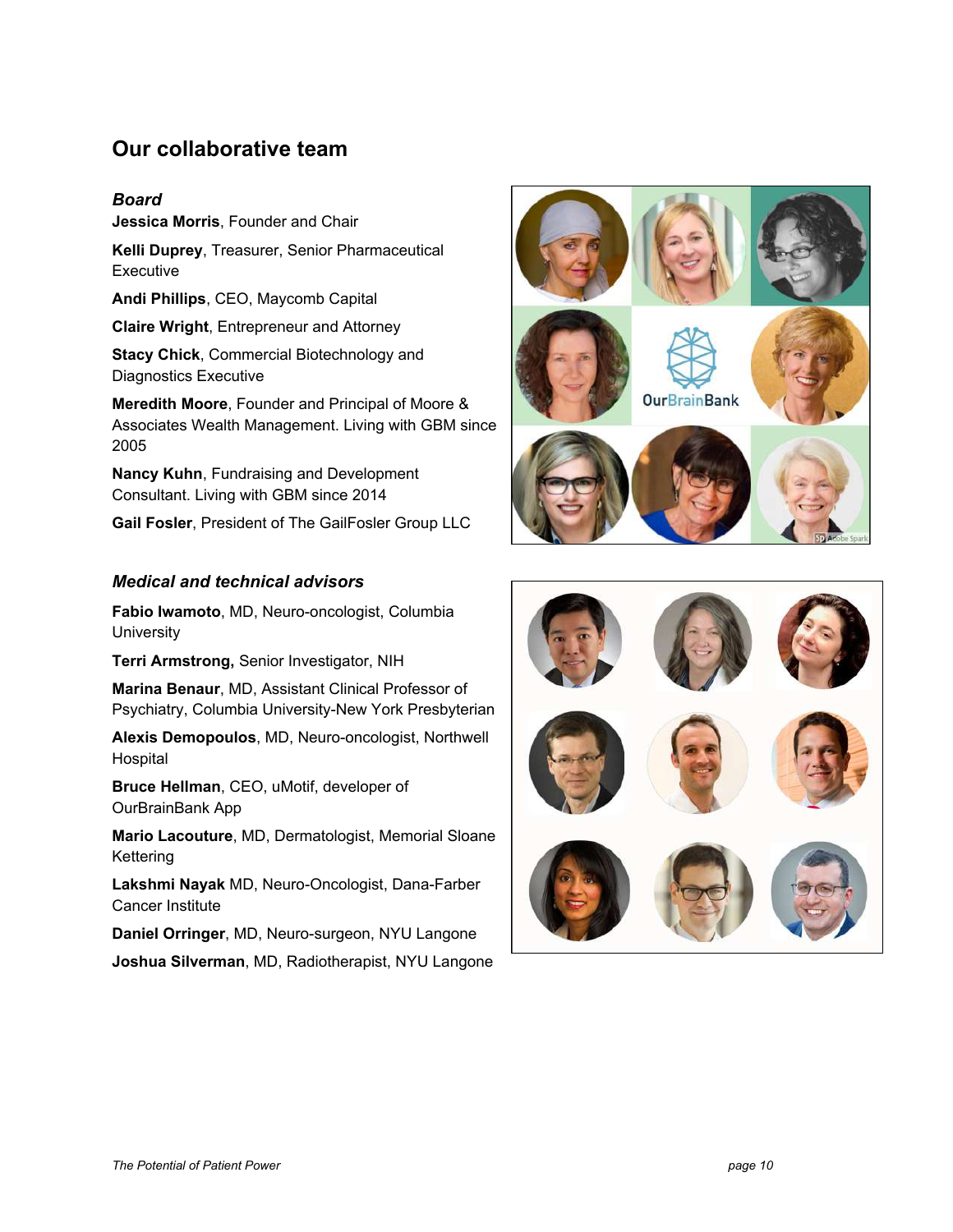## Our collaborative team

### *Board*

**Jessica Morris**, Founder and Chair

**Kelli Duprey**, Treasurer, Senior Pharmaceutical Executive

**Andi Phillips**, CEO, Maycomb Capital

**Claire Wright**, Entrepreneur and Attorney

**Stacy Chick**, Commercial Biotechnology and Diagnostics Executive

**Meredith Moore**, Founder and Principal of Moore & Associates Wealth Management. Living with GBM since 2005

**Nancy Kuhn**, Fundraising and Development Consultant. Living with GBM since 2014

**Gail Fosler**, President of The GailFosler Group LLC

### *Medical and technical advisors*

**Fabio Iwamoto**, MD, Neuro-oncologist, Columbia University

**Terri Armstrong,** Senior Investigator, NIH

**Marina Benaur**, MD, Assistant Clinical Professor of Psychiatry, Columbia University-New York Presbyterian

**Alexis Demopoulos**, MD, Neuro-oncologist, Northwell Hospital

**Bruce Hellman**, CEO, uMotif, developer of OurBrainBank App

**Mario Lacouture**, MD, Dermatologist, Memorial Sloane Kettering

**Lakshmi Nayak** MD, Neuro-Oncologist, Dana-Farber Cancer Institute

**Daniel Orringer**, MD, Neuro-surgeon, NYU Langone

**Joshua Silverman**, MD, Radiotherapist, NYU Langone